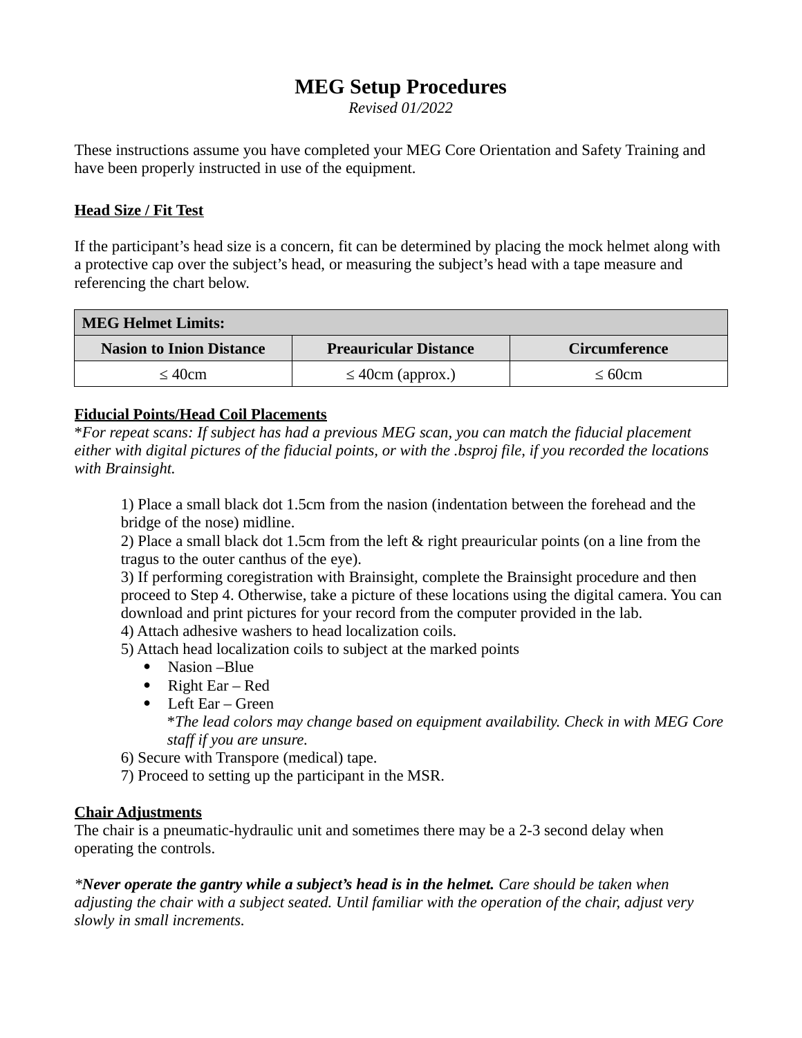# MEG Setup Procedures

*Revised 01/2022*

These instructions assume you have completed your MEG Core Orientation and Safety Training and have been properly instructed in use of the equipment.

**Head Size / Fit Test**

If the participant's head size is a concern, fit can be determined by placing the mock helmet along with a protective cap over the subject's head, or measuring the subject's head with a tape measure and referencing the chart below.

| MEG Helmet Limits: | | |
|---|---|---|
| **Nasion to Inion Distance** | **Preauricular Distance** | **Circumference** |
| ≤ 40cm | ≤ 40cm (approx.) | ≤ 60cm |

**Fiducial Points/Head Coil Placements**

*\*For repeat scans: If subject has had a previous MEG scan, you can match the fiducial placement either with digital pictures of the fiducial points, or with the .bsproj file, if you recorded the locations with Brainsight.*

1) Place a small black dot 1.5cm from the nasion (indentation between the forehead and the bridge of the nose) midline.
2) Place a small black dot 1.5cm from the left & right preauricular points (on a line from the tragus to the outer canthus of the eye).
3) If performing coregistration with Brainsight, complete the Brainsight procedure and then proceed to Step 4. Otherwise, take a picture of these locations using the digital camera. You can download and print pictures for your record from the computer provided in the lab.
4) Attach adhesive washers to head localization coils.
5) Attach head localization coils to subject at the marked points
   - Nasion –Blue
   - Right Ear – Red
   - Left Ear – Green
     *\*The lead colors may change based on equipment availability. Check in with MEG Core staff if you are unsure.*
6) Secure with Transpore (medical) tape.
7) Proceed to setting up the participant in the MSR.

**Chair Adjustments**

The chair is a pneumatic-hydraulic unit and sometimes there may be a 2-3 second delay when operating the controls.

*\****Never operate the gantry while a subject's head is in the helmet.*** *Care should be taken when adjusting the chair with a subject seated. Until familiar with the operation of the chair, adjust very slowly in small increments.*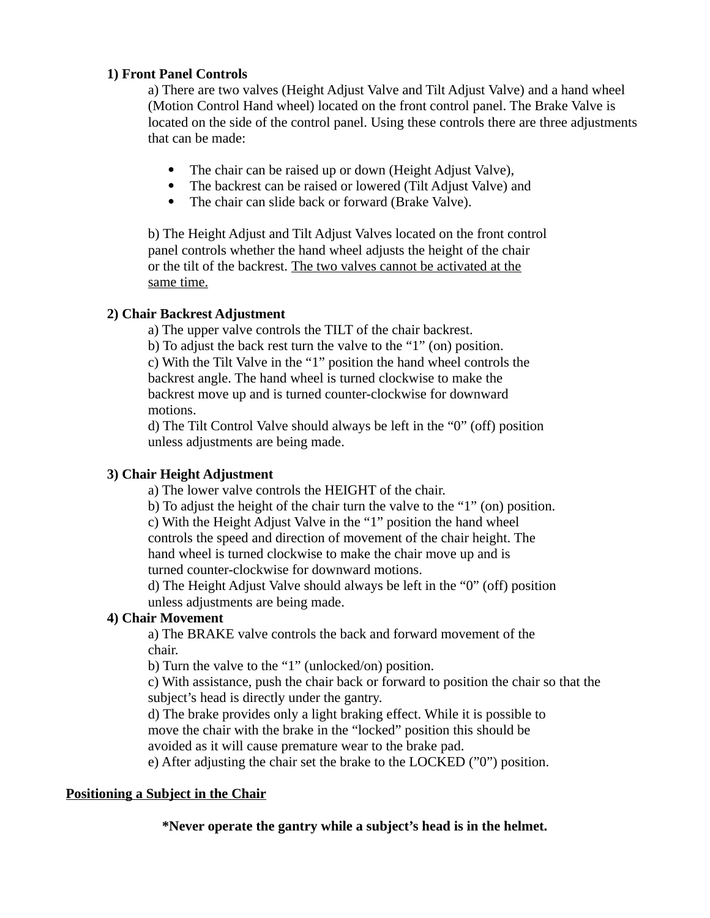**1) Front Panel Controls**

a) There are two valves (Height Adjust Valve and Tilt Adjust Valve) and a hand wheel (Motion Control Hand wheel) located on the front control panel. The Brake Valve is located on the side of the control panel. Using these controls there are three adjustments that can be made:

- The chair can be raised up or down (Height Adjust Valve),
- The backrest can be raised or lowered (Tilt Adjust Valve) and
- The chair can slide back or forward (Brake Valve).

b) The Height Adjust and Tilt Adjust Valves located on the front control panel controls whether the hand wheel adjusts the height of the chair or the tilt of the backrest. <u>The two valves cannot be activated at the same time.</u>

**2) Chair Backrest Adjustment**

a) The upper valve controls the TILT of the chair backrest.
b) To adjust the back rest turn the valve to the "1" (on) position.
c) With the Tilt Valve in the "1" position the hand wheel controls the backrest angle. The hand wheel is turned clockwise to make the backrest move up and is turned counter-clockwise for downward motions.
d) The Tilt Control Valve should always be left in the "0" (off) position unless adjustments are being made.

**3) Chair Height Adjustment**

a) The lower valve controls the HEIGHT of the chair.
b) To adjust the height of the chair turn the valve to the "1" (on) position.
c) With the Height Adjust Valve in the "1" position the hand wheel controls the speed and direction of movement of the chair height. The hand wheel is turned clockwise to make the chair move up and is turned counter-clockwise for downward motions.
d) The Height Adjust Valve should always be left in the "0" (off) position unless adjustments are being made.

**4) Chair Movement**

a) The BRAKE valve controls the back and forward movement of the chair.
b) Turn the valve to the "1" (unlocked/on) position.
c) With assistance, push the chair back or forward to position the chair so that the subject's head is directly under the gantry.
d) The brake provides only a light braking effect. While it is possible to move the chair with the brake in the "locked" position this should be avoided as it will cause premature wear to the brake pad.
e) After adjusting the chair set the brake to the LOCKED ("0") position.

**<u>Positioning a Subject in the Chair</u>**

**\*Never operate the gantry while a subject's head is in the helmet.**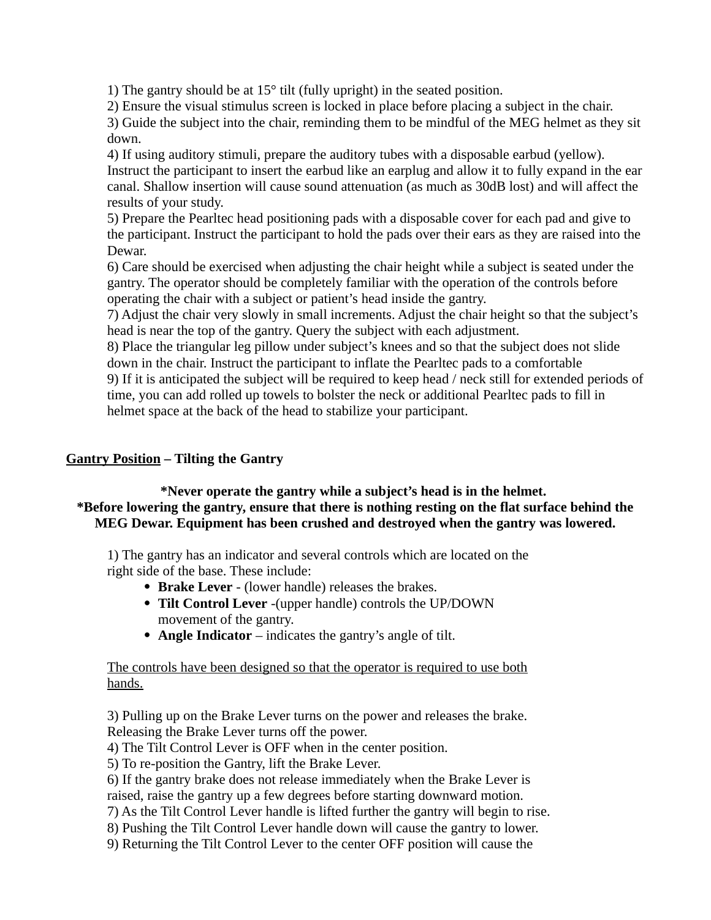1) The gantry should be at 15° tilt (fully upright) in the seated position.
2) Ensure the visual stimulus screen is locked in place before placing a subject in the chair.
3) Guide the subject into the chair, reminding them to be mindful of the MEG helmet as they sit down.
4) If using auditory stimuli, prepare the auditory tubes with a disposable earbud (yellow). Instruct the participant to insert the earbud like an earplug and allow it to fully expand in the ear canal. Shallow insertion will cause sound attenuation (as much as 30dB lost) and will affect the results of your study.
5) Prepare the Pearltec head positioning pads with a disposable cover for each pad and give to the participant. Instruct the participant to hold the pads over their ears as they are raised into the Dewar.
6) Care should be exercised when adjusting the chair height while a subject is seated under the gantry. The operator should be completely familiar with the operation of the controls before operating the chair with a subject or patient's head inside the gantry.
7) Adjust the chair very slowly in small increments. Adjust the chair height so that the subject's head is near the top of the gantry. Query the subject with each adjustment.
8) Place the triangular leg pillow under subject's knees and so that the subject does not slide down in the chair. Instruct the participant to inflate the Pearltec pads to a comfortable
9) If it is anticipated the subject will be required to keep head / neck still for extended periods of time, you can add rolled up towels to bolster the neck or additional Pearltec pads to fill in helmet space at the back of the head to stabilize your participant.

## <u>Gantry Position</u> – Tilting the Gantry

**\*Never operate the gantry while a subject's head is in the helmet.**
**\*Before lowering the gantry, ensure that there is nothing resting on the flat surface behind the MEG Dewar. Equipment has been crushed and destroyed when the gantry was lowered.**

1) The gantry has an indicator and several controls which are located on the right side of the base. These include:
   - **Brake Lever** - (lower handle) releases the brakes.
   - **Tilt Control Lever** -(upper handle) controls the UP/DOWN movement of the gantry.
   - **Angle Indicator** – indicates the gantry's angle of tilt.

<u>The controls have been designed so that the operator is required to use both hands.</u>

3) Pulling up on the Brake Lever turns on the power and releases the brake. Releasing the Brake Lever turns off the power.
4) The Tilt Control Lever is OFF when in the center position.
5) To re-position the Gantry, lift the Brake Lever.
6) If the gantry brake does not release immediately when the Brake Lever is raised, raise the gantry up a few degrees before starting downward motion.
7) As the Tilt Control Lever handle is lifted further the gantry will begin to rise.
8) Pushing the Tilt Control Lever handle down will cause the gantry to lower.
9) Returning the Tilt Control Lever to the center OFF position will cause the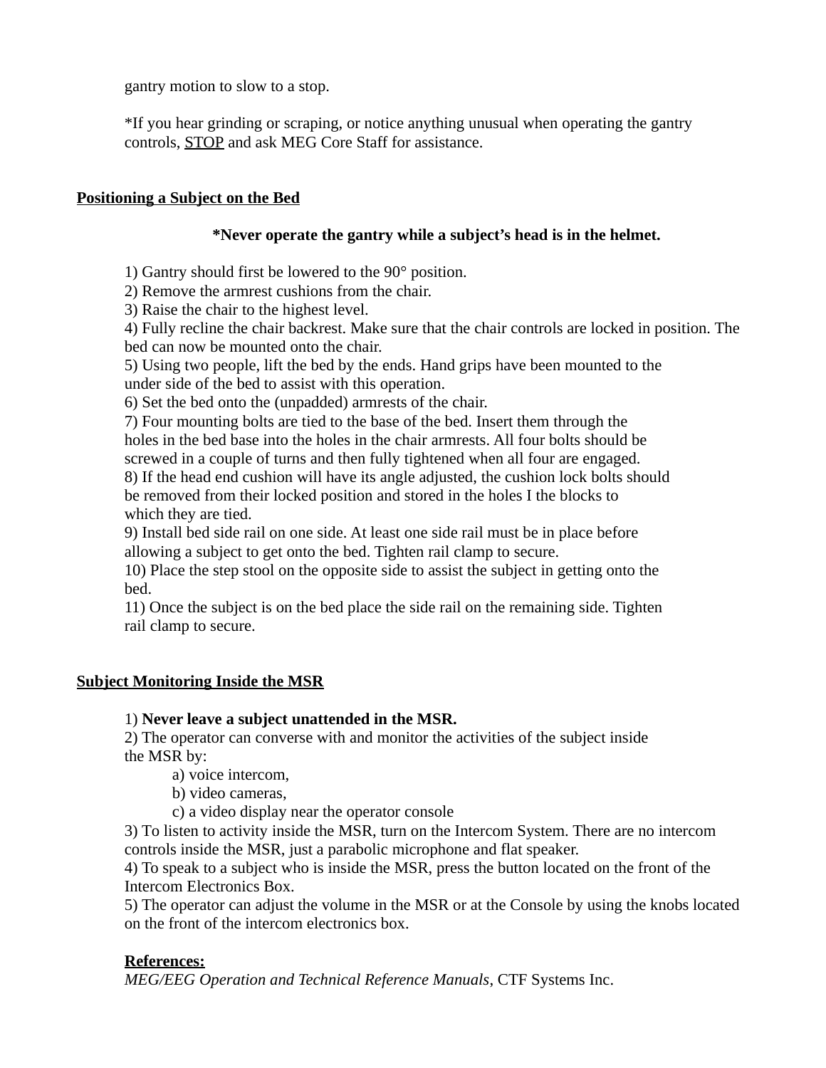gantry motion to slow to a stop.

*If you hear grinding or scraping, or notice anything unusual when operating the gantry controls, STOP and ask MEG Core Staff for assistance.

## Positioning a Subject on the Bed

**\*Never operate the gantry while a subject's head is in the helmet.**

1) Gantry should first be lowered to the 90° position.
2) Remove the armrest cushions from the chair.
3) Raise the chair to the highest level.
4) Fully recline the chair backrest. Make sure that the chair controls are locked in position. The bed can now be mounted onto the chair.
5) Using two people, lift the bed by the ends. Hand grips have been mounted to the under side of the bed to assist with this operation.
6) Set the bed onto the (unpadded) armrests of the chair.
7) Four mounting bolts are tied to the base of the bed. Insert them through the holes in the bed base into the holes in the chair armrests. All four bolts should be screwed in a couple of turns and then fully tightened when all four are engaged.
8) If the head end cushion will have its angle adjusted, the cushion lock bolts should be removed from their locked position and stored in the holes I the blocks to which they are tied.
9) Install bed side rail on one side. At least one side rail must be in place before allowing a subject to get onto the bed. Tighten rail clamp to secure.
10) Place the step stool on the opposite side to assist the subject in getting onto the bed.
11) Once the subject is on the bed place the side rail on the remaining side. Tighten rail clamp to secure.

## Subject Monitoring Inside the MSR

1) **Never leave a subject unattended in the MSR.**
2) The operator can converse with and monitor the activities of the subject inside the MSR by:
    a) voice intercom,
    b) video cameras,
    c) a video display near the operator console
3) To listen to activity inside the MSR, turn on the Intercom System. There are no intercom controls inside the MSR, just a parabolic microphone and flat speaker.
4) To speak to a subject who is inside the MSR, press the button located on the front of the Intercom Electronics Box.
5) The operator can adjust the volume in the MSR or at the Console by using the knobs located on the front of the intercom electronics box.

**References:**
*MEG/EEG Operation and Technical Reference Manuals*, CTF Systems Inc.